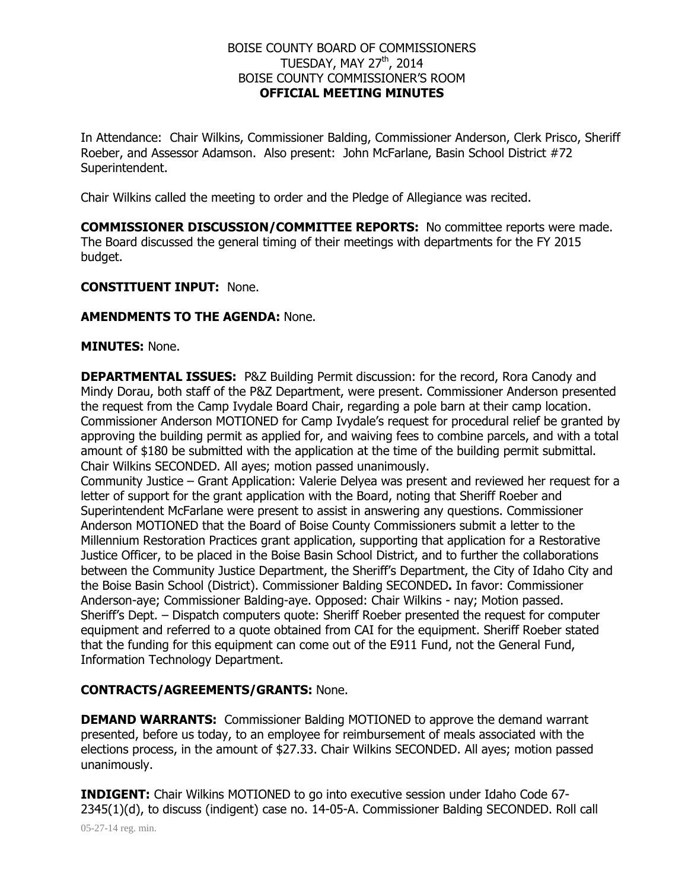BOISE COUNTY BOARD OF COMMISSIONERS
TUESDAY, MAY 27th, 2014
BOISE COUNTY COMMISSIONER'S ROOM
**OFFICIAL MEETING MINUTES**

In Attendance: Chair Wilkins, Commissioner Balding, Commissioner Anderson, Clerk Prisco, Sheriff Roeber, and Assessor Adamson. Also present: John McFarlane, Basin School District #72 Superintendent.

Chair Wilkins called the meeting to order and the Pledge of Allegiance was recited.

**COMMISSIONER DISCUSSION/COMMITTEE REPORTS:** No committee reports were made. The Board discussed the general timing of their meetings with departments for the FY 2015 budget.

**CONSTITUENT INPUT:** None.

**AMENDMENTS TO THE AGENDA:** None.

**MINUTES:** None.

**DEPARTMENTAL ISSUES:** P&Z Building Permit discussion: for the record, Rora Canody and Mindy Dorau, both staff of the P&Z Department, were present. Commissioner Anderson presented the request from the Camp Ivydale Board Chair, regarding a pole barn at their camp location. Commissioner Anderson MOTIONED for Camp Ivydale's request for procedural relief be granted by approving the building permit as applied for, and waiving fees to combine parcels, and with a total amount of $180 be submitted with the application at the time of the building permit submittal. Chair Wilkins SECONDED. All ayes; motion passed unanimously.
Community Justice – Grant Application: Valerie Delyea was present and reviewed her request for a letter of support for the grant application with the Board, noting that Sheriff Roeber and Superintendent McFarlane were present to assist in answering any questions. Commissioner Anderson MOTIONED that the Board of Boise County Commissioners submit a letter to the Millennium Restoration Practices grant application, supporting that application for a Restorative Justice Officer, to be placed in the Boise Basin School District, and to further the collaborations between the Community Justice Department, the Sheriff's Department, the City of Idaho City and the Boise Basin School (District). Commissioner Balding SECONDED**.** In favor: Commissioner Anderson-aye; Commissioner Balding-aye. Opposed: Chair Wilkins - nay; Motion passed.
Sheriff's Dept. – Dispatch computers quote: Sheriff Roeber presented the request for computer equipment and referred to a quote obtained from CAI for the equipment. Sheriff Roeber stated that the funding for this equipment can come out of the E911 Fund, not the General Fund, Information Technology Department.

**CONTRACTS/AGREEMENTS/GRANTS:** None.

**DEMAND WARRANTS:** Commissioner Balding MOTIONED to approve the demand warrant presented, before us today, to an employee for reimbursement of meals associated with the elections process, in the amount of $27.33. Chair Wilkins SECONDED. All ayes; motion passed unanimously.

**INDIGENT:** Chair Wilkins MOTIONED to go into executive session under Idaho Code 67-2345(1)(d), to discuss (indigent) case no. 14-05-A. Commissioner Balding SECONDED. Roll call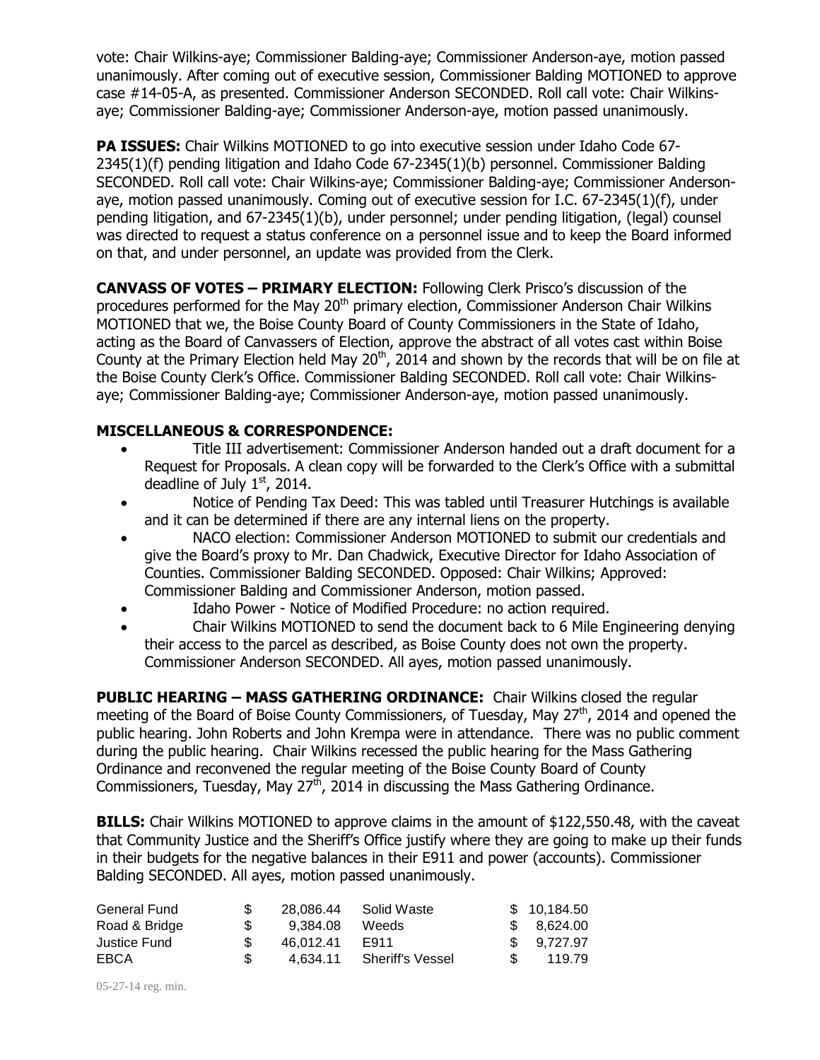vote: Chair Wilkins-aye; Commissioner Balding-aye; Commissioner Anderson-aye, motion passed unanimously. After coming out of executive session, Commissioner Balding MOTIONED to approve case #14-05-A, as presented. Commissioner Anderson SECONDED. Roll call vote: Chair Wilkins-aye; Commissioner Balding-aye; Commissioner Anderson-aye, motion passed unanimously.

**PA ISSUES:** Chair Wilkins MOTIONED to go into executive session under Idaho Code 67-2345(1)(f) pending litigation and Idaho Code 67-2345(1)(b) personnel. Commissioner Balding SECONDED. Roll call vote: Chair Wilkins-aye; Commissioner Balding-aye; Commissioner Anderson-aye, motion passed unanimously. Coming out of executive session for I.C. 67-2345(1)(f), under pending litigation, and 67-2345(1)(b), under personnel; under pending litigation, (legal) counsel was directed to request a status conference on a personnel issue and to keep the Board informed on that, and under personnel, an update was provided from the Clerk.

**CANVASS OF VOTES – PRIMARY ELECTION:** Following Clerk Prisco's discussion of the procedures performed for the May 20th primary election, Commissioner Anderson Chair Wilkins MOTIONED that we, the Boise County Board of County Commissioners in the State of Idaho, acting as the Board of Canvassers of Election, approve the abstract of all votes cast within Boise County at the Primary Election held May 20th, 2014 and shown by the records that will be on file at the Boise County Clerk's Office. Commissioner Balding SECONDED. Roll call vote: Chair Wilkins-aye; Commissioner Balding-aye; Commissioner Anderson-aye, motion passed unanimously.

**MISCELLANEOUS & CORRESPONDENCE:**

- Title III advertisement: Commissioner Anderson handed out a draft document for a Request for Proposals. A clean copy will be forwarded to the Clerk's Office with a submittal deadline of July 1st, 2014.
- Notice of Pending Tax Deed: This was tabled until Treasurer Hutchings is available and it can be determined if there are any internal liens on the property.
- NACO election: Commissioner Anderson MOTIONED to submit our credentials and give the Board's proxy to Mr. Dan Chadwick, Executive Director for Idaho Association of Counties. Commissioner Balding SECONDED. Opposed: Chair Wilkins; Approved: Commissioner Balding and Commissioner Anderson, motion passed.
- Idaho Power - Notice of Modified Procedure: no action required.
- Chair Wilkins MOTIONED to send the document back to 6 Mile Engineering denying their access to the parcel as described, as Boise County does not own the property. Commissioner Anderson SECONDED. All ayes, motion passed unanimously.

**PUBLIC HEARING – MASS GATHERING ORDINANCE:** Chair Wilkins closed the regular meeting of the Board of Boise County Commissioners, of Tuesday, May 27th, 2014 and opened the public hearing. John Roberts and John Krempa were in attendance. There was no public comment during the public hearing. Chair Wilkins recessed the public hearing for the Mass Gathering Ordinance and reconvened the regular meeting of the Boise County Board of County Commissioners, Tuesday, May 27th, 2014 in discussing the Mass Gathering Ordinance.

**BILLS:** Chair Wilkins MOTIONED to approve claims in the amount of $122,550.48, with the caveat that Community Justice and the Sheriff's Office justify where they are going to make up their funds in their budgets for the negative balances in their E911 and power (accounts). Commissioner Balding SECONDED. All ayes, motion passed unanimously.

| | | | | | |
|---|---|---|---|---|---|
| General Fund | $ | 28,086.44 | Solid Waste | $ | 10,184.50 |
| Road & Bridge | $ | 9,384.08 | Weeds | $ | 8,624.00 |
| Justice Fund | $ | 46,012.41 | E911 | $ | 9,727.97 |
| EBCA | $ | 4,634.11 | Sheriff's Vessel | $ | 119.79 |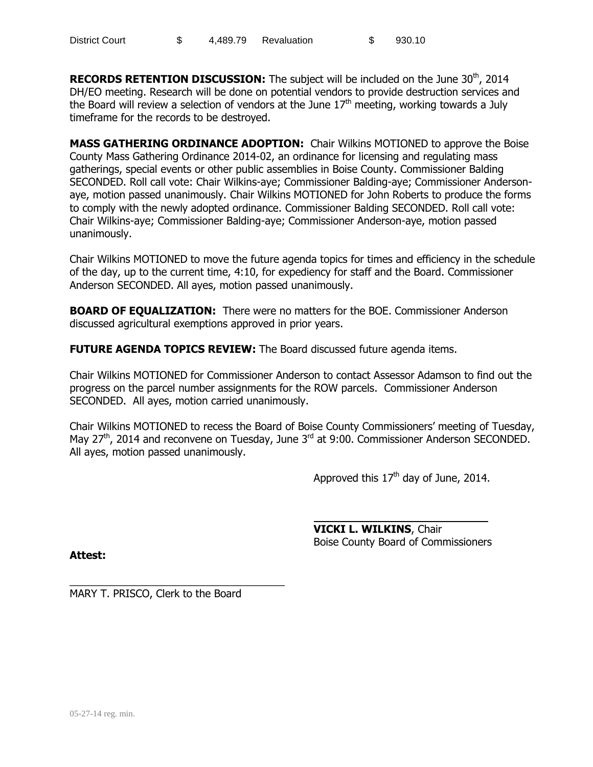| | | | |
|---|---|---|---|
| District Court | $ 4,489.79 | Revaluation | $ 930.10 |

**RECORDS RETENTION DISCUSSION:** The subject will be included on the June 30th, 2014 DH/EO meeting. Research will be done on potential vendors to provide destruction services and the Board will review a selection of vendors at the June 17th meeting, working towards a July timeframe for the records to be destroyed.

**MASS GATHERING ORDINANCE ADOPTION:** Chair Wilkins MOTIONED to approve the Boise County Mass Gathering Ordinance 2014-02, an ordinance for licensing and regulating mass gatherings, special events or other public assemblies in Boise County. Commissioner Balding SECONDED. Roll call vote: Chair Wilkins-aye; Commissioner Balding-aye; Commissioner Anderson-aye, motion passed unanimously. Chair Wilkins MOTIONED for John Roberts to produce the forms to comply with the newly adopted ordinance. Commissioner Balding SECONDED. Roll call vote: Chair Wilkins-aye; Commissioner Balding-aye; Commissioner Anderson-aye, motion passed unanimously.

Chair Wilkins MOTIONED to move the future agenda topics for times and efficiency in the schedule of the day, up to the current time, 4:10, for expediency for staff and the Board. Commissioner Anderson SECONDED. All ayes, motion passed unanimously.

**BOARD OF EQUALIZATION:** There were no matters for the BOE. Commissioner Anderson discussed agricultural exemptions approved in prior years.

**FUTURE AGENDA TOPICS REVIEW:** The Board discussed future agenda items.

Chair Wilkins MOTIONED for Commissioner Anderson to contact Assessor Adamson to find out the progress on the parcel number assignments for the ROW parcels. Commissioner Anderson SECONDED. All ayes, motion carried unanimously.

Chair Wilkins MOTIONED to recess the Board of Boise County Commissioners' meeting of Tuesday, May 27th, 2014 and reconvene on Tuesday, June 3rd at 9:00. Commissioner Anderson SECONDED. All ayes, motion passed unanimously.

Approved this 17th day of June, 2014.

\_\_\_\_\_\_\_\_\_\_\_\_\_\_\_\_\_\_\_\_\_\_\_\_\_\_\_\_\_\_

**VICKI L. WILKINS**, Chair
Boise County Board of Commissioners

**Attest:**

\_\_\_\_\_\_\_\_\_\_\_\_\_\_\_\_\_\_\_\_\_\_\_\_\_\_\_\_\_\_

MARY T. PRISCO, Clerk to the Board

05-27-14 reg. min.